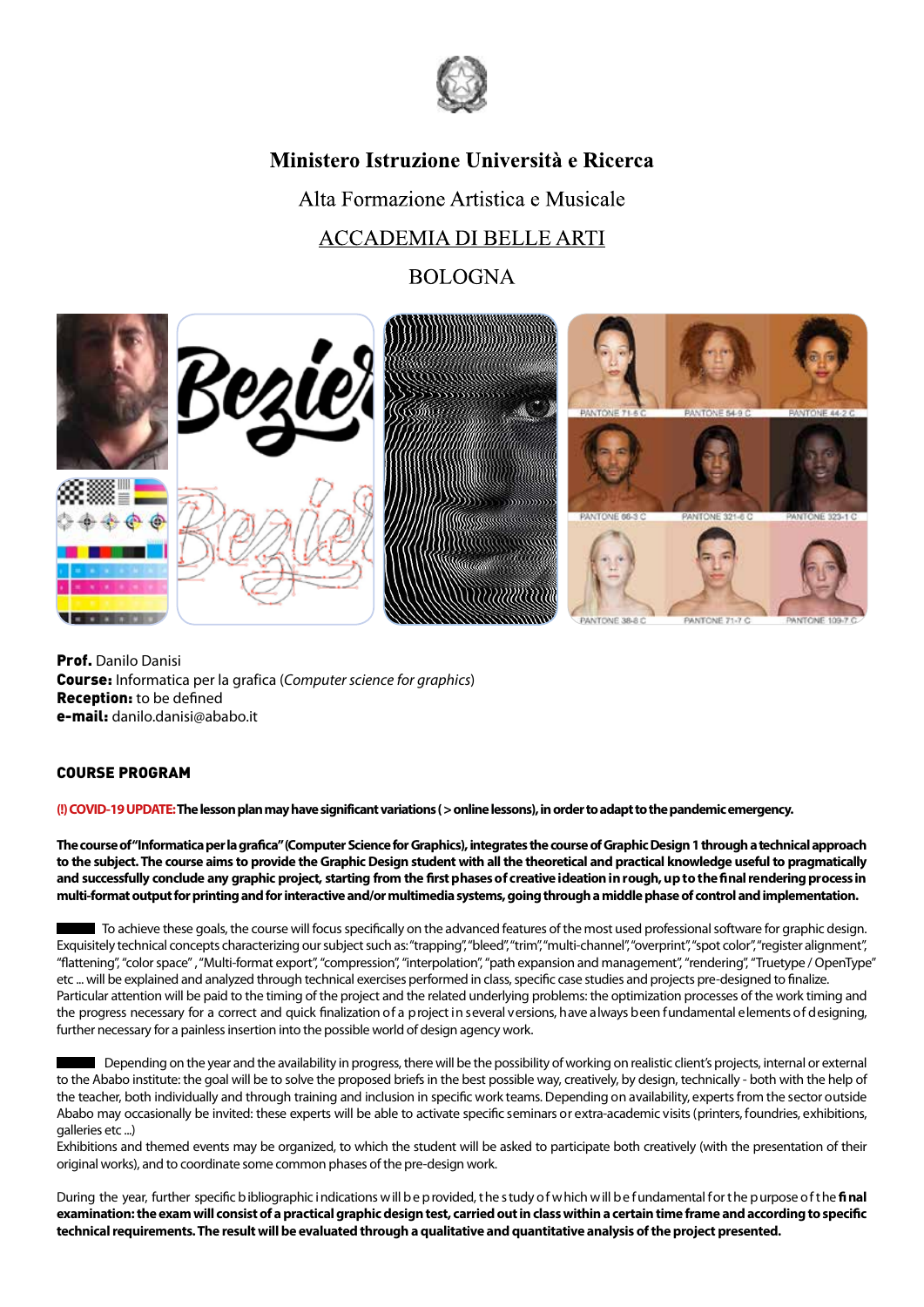**Ministero Istruzione Università e Ricerca**

Alta Formazione Artistica e Musicale

ACCADEMIA DI BELLE ARTI

BOLOGNA

**Prof.** Danilo Danisi
**Course:** Informatica per la grafica (*Computer science for graphics*)
**Reception:** to be defined
**e-mail:** danilo.danisi@ababo.it

## COURSE PROGRAM

**(!) COVID-19 UPDATE: The lesson plan may have significant variations ( > online lessons), in order to adapt to the pandemic emergency.**

**The course of "Informatica per la grafica" (Computer Science for Graphics), integrates the course of Graphic Design 1 through a technical approach to the subject. The course aims to provide the Graphic Design student with all the theoretical and practical knowledge useful to pragmatically and successfully conclude any graphic project, starting from the first phases of creative ideation in rough, up to the final rendering process in multi-format output for printing and for interactive and/or multimedia systems, going through a middle phase of control and implementation.**

To achieve these goals, the course will focus specifically on the advanced features of the most used professional software for graphic design. Exquisitely technical concepts characterizing our subject such as: "trapping", "bleed", "trim", "multi-channel", "overprint", "spot color", "register alignment", "flattening", "color space" , "Multi-format export", "compression", "interpolation", "path expansion and management", "rendering", "Truetype / OpenType" etc ... will be explained and analyzed through technical exercises performed in class, specific case studies and projects pre-designed to finalize. Particular attention will be paid to the timing of the project and the related underlying problems: the optimization processes of the work timing and the progress necessary for a correct and quick finalization of a project in several versions, have always been fundamental elements of designing, further necessary for a painless insertion into the possible world of design agency work.

Depending on the year and the availability in progress, there will be the possibility of working on realistic client's projects, internal or external to the Ababo institute: the goal will be to solve the proposed briefs in the best possible way, creatively, by design, technically - both with the help of the teacher, both individually and through training and inclusion in specific work teams. Depending on availability, experts from the sector outside Ababo may occasionally be invited: these experts will be able to activate specific seminars or extra-academic visits (printers, foundries, exhibitions, galleries etc ...)
Exhibitions and themed events may be organized, to which the student will be asked to participate both creatively (with the presentation of their original works), and to coordinate some common phases of the pre-design work.

During the year, further specific bibliographic indications will be provided, the study of which will be fundamental for the purpose of the **final examination: the exam will consist of a practical graphic design test, carried out in class within a certain time frame and according to specific technical requirements. The result will be evaluated through a qualitative and quantitative analysis of the project presented.**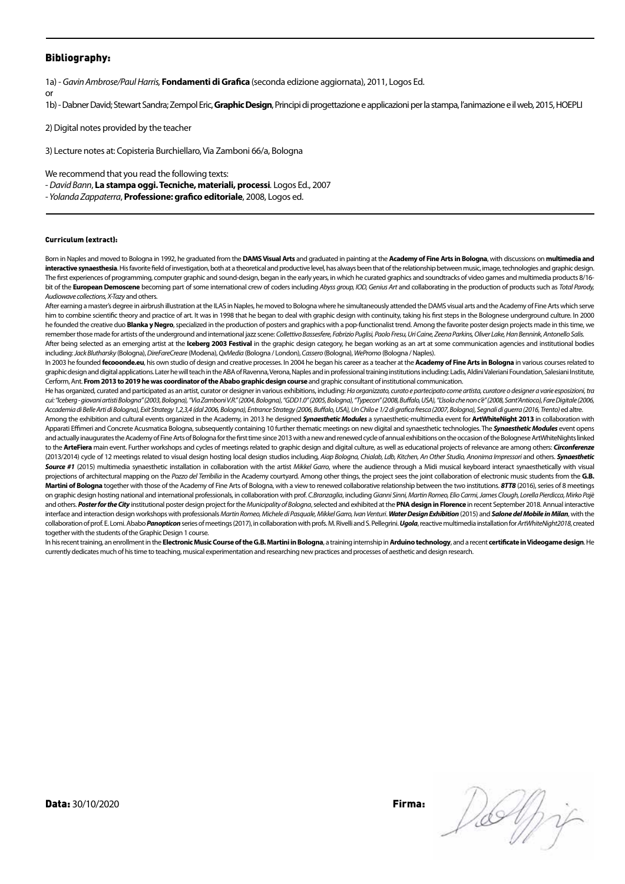## Bibliography:

1a) - *Gavin Ambrose/Paul Harris*, **Fondamenti di Grafica** (seconda edizione aggiornata), 2011, Logos Ed.

or

1b) - Dabner David; Stewart Sandra; Zempol Eric, **Graphic Design**, Principi di progettazione e applicazioni per la stampa, l'animazione e il web, 2015, HOEPLI

2) Digital notes provided by the teacher

3) Lecture notes at: Copisteria Burchiellaro, Via Zamboni 66/a, Bologna

We recommend that you read the following texts:

- *David Bann*, **La stampa oggi. Tecniche, materiali, processi**. Logos Ed., 2007
- *Yolanda Zappaterra*, **Professione: grafico editoriale**, 2008, Logos ed.

### Curriculum (extract):

Born in Naples and moved to Bologna in 1992, he graduated from the **DAMS Visual Arts** and graduated in painting at the **Academy of Fine Arts in Bologna**, with discussions on **multimedia and interactive synaesthesia**. His favorite field of investigation, both at a theoretical and productive level, has always been that of the relationship between music, image, technologies and graphic design. The first experiences of programming, computer graphic and sound-design, began in the early years, in which he curated graphics and soundtracks of video games and multimedia products 8/16-bit of the **European Demoscene** becoming part of some international crew of coders including *Abyss group, IOD, Genius Art* and collaborating in the production of products such as *Total Parody, Audiowave collections, X-Tazy* and others.

After earning a master's degree in airbrush illustration at the ILAS in Naples, he moved to Bologna where he simultaneously attended the DAMS visual arts and the Academy of Fine Arts which serve him to combine scientific theory and practice of art. It was in 1998 that he began to deal with graphic design with continuity, taking his first steps in the Bolognese underground culture. In 2000 he founded the creative duo **Blanka y Negro**, specialized in the production of posters and graphics with a pop-functionalist trend. Among the favorite poster design projects made in this time, we remember those made for artists of the underground and international jazz scene: *Collettivo Bassesfere, Fabrizio Puglisi, Paolo Fresu, Uri Caine, Zeena Parkins, Oliver Lake, Han Bennink, Antonello Salis*.

After being selected as an emerging artist at the **Iceberg 2003 Festival** in the graphic design category, he began working as an art at some communication agencies and institutional bodies including: *Jack Blutharsky* (Bologna), *DireFareCreare* (Modena), *QxMedia* (Bologna / London), *Cassero* (Bologna), *WePromo* (Bologna / Naples).

In 2003 he founded **fecooonde.eu**, his own studio of design and creative processes. In 2004 he began his career as a teacher at the **Academy of Fine Arts in Bologna** in various courses related to graphic design and digital applications. Later he will teach in the ABA of Ravenna, Verona, Naples and in professional training institutions including: Ladis, Aldini Valeriani Foundation, Salesiani Institute, Cerform, Ant. **From 2013 to 2019 he was coordinator of the Ababo graphic design course** and graphic consultant of institutional communication.

He has organized, curated and participated as an artist, curator or designer in various exhibitions, including: *Ha organizzato, curato e partecipato come artista, curatore o designer a varie esposizioni, tra cui: "Iceberg - giovani artisti Bologna" (2003, Bologna), "Via Zamboni V.R." (2004, Bologna), "GDD1.0" (2005, Bologna), "Typecon" (2008, Buffalo, USA), "L'isola che non c'è" (2008, Sant'Antioco), Fare Digitale (2006, Accademia di Belle Arti di Bologna), Exit Strategy 1,2,3,4 (dal 2006, Bologna), Entrance Strategy (2006, Buffalo, USA), Un Chilo e 1/2 di grafica fresca (2007, Bologna), Segnali di guerra (2016, Trento)* ed altre.

Among the exhibition and cultural events organized in the Academy, in 2013 he designed ***Synaesthetic Modules*** a synaesthetic-multimedia event for **ArtWhiteNight 2013** in collaboration with Apparati Effimeri and Concrete Acusmatica Bologna, subsequently containing 10 further thematic meetings on new digital and synaesthetic technologies. The ***Synaesthetic Modules*** event opens and actually inaugurates the Academy of Fine Arts of Bologna for the first time since 2013 with a new and renewed cycle of annual exhibitions on the occasion of the Bolognese ArtWhiteNights linked to the **ArteFiera** main event. Further workshops and cycles of meetings related to graphic design and digital culture, as well as educational projects of relevance are among others: ***Circonferenze*** (2013/2014) cycle of 12 meetings related to visual design hosting local design studios including, *Aiap Bologna, Chialab, Ldb, Kitchen, An Other Studio, Anonima Impressori* and others. ***Synaesthetic Source #1*** (2015) multimedia synaesthetic installation in collaboration with the artist *Mikkel Garro*, where the audience through a Midi musical keyboard interact synaesthetically with visual projections of architectural mapping on the *Pozzo del Terribilia* in the Academy courtyard. Among other things, the project sees the joint collaboration of electronic music students from the **G.B. Martini of Bologna** together with those of the Academy of Fine Arts of Bologna, with a view to renewed collaborative relationship between the two institutions. ***8TT8*** (2016), series of 8 meetings on graphic design hosting national and international professionals, in collaboration with prof. *C.Branzaglia*, including *Gianni Sinni, Martin Romeo, Elio Carmi, James Clough, Lorella Pierdicca, Mirko Pajè* and others. ***Poster for the City*** institutional poster design project for the *Municipality of Bologna*, selected and exhibited at the **PNA design in Florence** in recent September 2018. Annual interactive interface and interaction design workshops with professionals *Martin Romeo, Michele di Pasquale, Mikkel Garro, Ivan Venturi*. ***Water Design Exhibition*** (2015) and ***Salone del Mobile in Milan***, with the collaboration of prof. E. Lomi. Ababo ***Panopticon*** series of meetings (2017), in collaboration with profs. M. Rivelli and S. Pellegrini. ***Ugola***, reactive multimedia installation for *ArtWhiteNight2018*, created together with the students of the Graphic Design 1 course.

In his recent training, an enrollment in the **Electronic Music Course of the G.B. Martini in Bologna**, a training internship in **Arduino technology**, and a recent **certificate in Videogame design**. He currently dedicates much of his time to teaching, musical experimentation and researching new practices and processes of aesthetic and design research.

**Data:** 30/10/2020 **Firma:**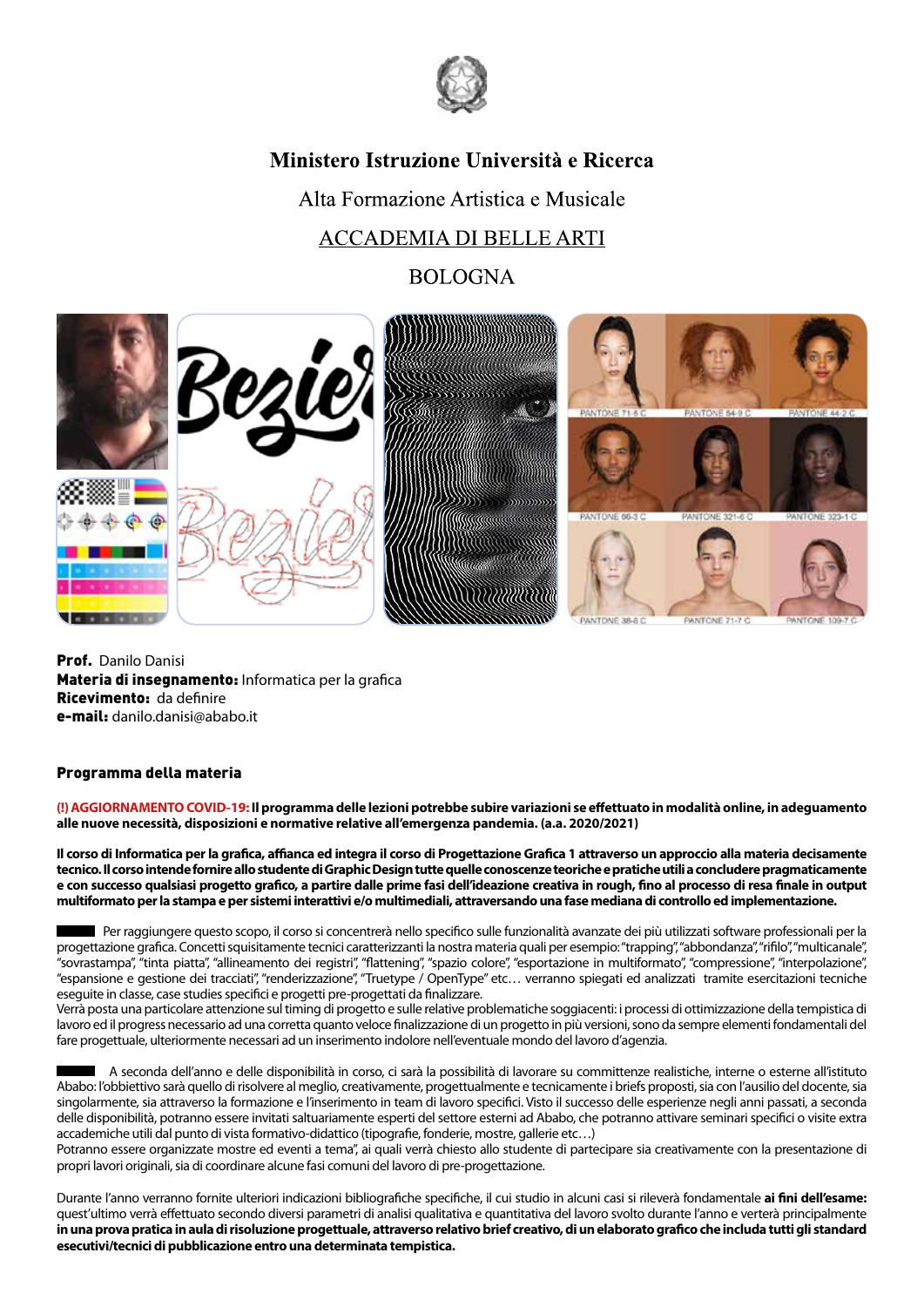Ministero Istruzione Università e Ricerca

Alta Formazione Artistica e Musicale

ACCADEMIA DI BELLE ARTI

BOLOGNA

**Prof.** Danilo Danisi
**Materia di insegnamento:** Informatica per la grafica
**Ricevimento:** da definire
**e-mail:** danilo.danisi@ababo.it

## Programma della materia

**(!) AGGIORNAMENTO COVID-19: Il programma delle lezioni potrebbe subire variazioni se effettuato in modalità online, in adeguamento alle nuove necessità, disposizioni e normative relative all'emergenza pandemia. (a.a. 2020/2021)**

**Il corso di Informatica per la grafica, affianca ed integra il corso di Progettazione Grafica 1 attraverso un approccio alla materia decisamente tecnico. Il corso intende fornire allo studente di Graphic Design tutte quelle conoscenze teoriche e pratiche utili a concludere pragmaticamente e con successo qualsiasi progetto grafico, a partire dalle prime fasi dell'ideazione creativa in rough, fino al processo di resa finale in output multiformato per la stampa e per sistemi interattivi e/o multimediali, attraversando una fase mediana di controllo ed implementazione.**

Per raggiungere questo scopo, il corso si concentrerà nello specifico sulle funzionalità avanzate dei più utilizzati software professionali per la progettazione grafica. Concetti squisitamente tecnici caratterizzanti la nostra materia quali per esempio: "trapping", "abbondanza", "rifilo", "multicanale", "sovrastampa", "tinta piatta", "allineamento dei registri", "flattening", "spazio colore", "esportazione in multiformato", "compressione", "interpolazione", "espansione e gestione dei tracciati", "renderizzazione", "Truetype / OpenType" etc… verranno spiegati ed analizzati tramite esercitazioni tecniche eseguite in classe, case studies specifici e progetti pre-progettati da finalizzare.
Verrà posta una particolare attenzione sul timing di progetto e sulle relative problematiche soggiacenti: i processi di ottimizzazione della tempistica di lavoro ed il progress necessario ad una corretta quanto veloce finalizzazione di un progetto in più versioni, sono da sempre elementi fondamentali del fare progettuale, ulteriormente necessari ad un inserimento indolore nell'eventuale mondo del lavoro d'agenzia.

A seconda dell'anno e delle disponibilità in corso, ci sarà la possibilità di lavorare su committenze realistiche, interne o esterne all'istituto Ababo: l'obbiettivo sarà quello di risolvere al meglio, creativamente, progettualmente e tecnicamente i briefs proposti, sia con l'ausilio del docente, sia singolarmente, sia attraverso la formazione e l'inserimento in team di lavoro specifici. Visto il successo delle esperienze negli anni passati, a seconda delle disponibilità, potranno essere invitati saltuariamente esperti del settore esterni ad Ababo, che potranno attivare seminari specifici o visite extra accademiche utili dal punto di vista formativo-didattico (tipografie, fonderie, mostre, gallerie etc…)
Potranno essere organizzate mostre ed eventi a tema", ai quali verrà chiesto allo studente di partecipare sia creativamente con la presentazione di propri lavori originali, sia di coordinare alcune fasi comuni del lavoro di pre-progettazione.

Durante l'anno verranno fornite ulteriori indicazioni bibliografiche specifiche, il cui studio in alcuni casi si rileverà fondamentale **ai fini dell'esame:** quest'ultimo verrà effettuato secondo diversi parametri di analisi qualitativa e quantitativa del lavoro svolto durante l'anno e verterà principalmente **in una prova pratica in aula di risoluzione progettuale, attraverso relativo brief creativo, di un elaborato grafico che includa tutti gli standard esecutivi/tecnici di pubblicazione entro una determinata tempistica.**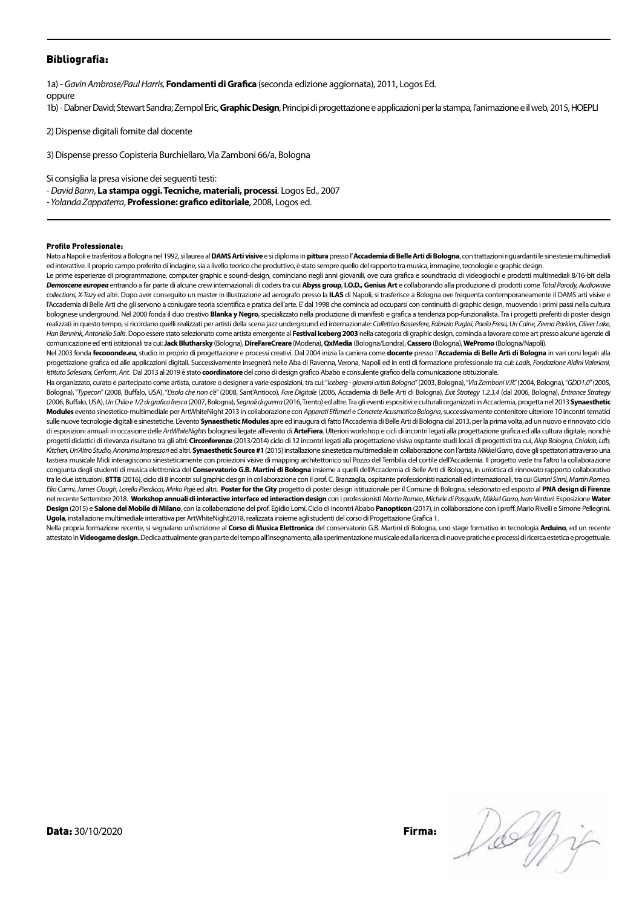## Bibliografia:

1a) - *Gavin Ambrose/Paul Harris,* **Fondamenti di Grafica** (seconda edizione aggiornata), 2011, Logos Ed.
oppure
1b) - Dabner David; Stewart Sandra; Zempol Eric, **Graphic Design**, Principi di progettazione e applicazioni per la stampa, l'animazione e il web, 2015, HOEPLI

2) Dispense digitali fornite dal docente

3) Dispense presso Copisteria Burchiellaro, Via Zamboni 66/a, Bologna

Si consiglia la presa visione dei seguenti testi:
- *David Bann*, **La stampa oggi. Tecniche, materiali, processi**. Logos Ed., 2007
- *Yolanda Zappaterra*, **Professione: grafico editoriale**, 2008, Logos ed.

### Profilo Professionale:

Nato a Napoli e trasferitosi a Bologna nel 1992, si laurea al **DAMS Arti visive** e si diploma in **pittura** presso l'**Accademia di Belle Arti di Bologna**, con trattazioni riguardanti le sinestesie multimediali ed interattive. Il proprio campo preferito di indagine, sia a livello teorico che produttivo, è stato sempre quello del rapporto tra musica, immagine, tecnologie e graphic design.
Le prime esperienze di programmazione, computer graphic e sound-design, cominciano negli anni giovanili, ove cura grafica e soundtracks di videogiochi e prodotti multimediali 8/16-bit della ***Demoscene europea*** entrando a far parte di alcune crew internazionali di coders tra cui **Abyss group**, **I.O.D.**, **Genius Art** e collaborando alla produzione di prodotti come *Total Parody, Audiowave collections, X-Tazy* ed altri. Dopo aver conseguito un master in illustrazione ad aerografo presso la **ILAS** di Napoli, si trasferisce a Bologna ove frequenta contemporaneamente il DAMS arti visive e l'Accademia di Belle Arti che gli servono a coniugare teoria scientifica e pratica dell'arte. E' dal 1998 che comincia ad occuparsi con continuità di graphic design, muovendo i primi passi nella cultura bolognese underground. Nel 2000 fonda il duo creativo **Blanka y Negro**, specializzato nella produzione di manifesti e grafica a tendenza pop-funzionalista. Tra i progetti preferiti di poster design realizzati in questo tempo, si ricordano quelli realizzati per artisti della scena jazz underground ed internazionale: *Collettivo Bassesfere, Fabrizio Puglisi, Paolo Fresu, Uri Caine, Zeena Parkins, Oliver Lake, Han Bennink, Antonello Salis*. Dopo essere stato selezionato come artista emergente al **Festival Iceberg 2003** nella categoria di graphic design, comincia a lavorare come art presso alcune agenzie di comunicazione ed enti istitzionali tra cui: **Jack Blutharsky** (Bologna), **DireFareCreare** (Modena), **QxMedia** (Bologna/Londra), **Cassero** (Bologna), **WePromo** (Bologna/Napoli).
Nel 2003 fonda **fecooonde.eu**, studio in proprio di progettazione e processi creativi. Dal 2004 inizia la carriera come **docente** presso l'**Accademia di Belle Arti di Bologna** in vari corsi legati alla progettazione grafica ed alle applicazioni digitali. Successivamente insegnerà nelle Aba di Ravenna, Verona, Napoli ed in enti di formazione professionale tra cui: *Ladis, Fondazione Aldini Valeriani, Istituto Salesiani, Cerform, Ant*. Dal 2013 al 2019 è stato **coordinatore** del corso di design grafico Ababo e consulente grafico della comunicazione istituzionale.
Ha organizzato, curato e partecipato come artista, curatore o designer a varie esposizioni, tra cui: "*Iceberg - giovani artisti Bologna*" (2003, Bologna), "*Via Zamboni V.R.*" (2004, Bologna), "*GDD1.0*" (2005, Bologna), "*Typecon*" (2008, Buffalo, USA), "*L'isola che non c'è*" (2008, Sant'Antioco), *Fare Digitale* (2006, Accademia di Belle Arti di Bologna), *Exit Strategy 1,2,3,4* (dal 2006, Bologna), *Entrance Strategy* (2006, Buffalo, USA), *Un Chilo e 1/2 di grafica fresca* (2007, Bologna), *Segnali di guerra* (2016, Trento) ed altre. Tra gli eventi espositivi e culturali organizzati in Accademia, progetta nel 2013 **Synaesthetic Modules** evento sinestetico-multimediale per ArtWhiteNight 2013 in collaborazione con *Apparati Effimeri* e *Concrete Acusmatica Bologna*, successivamente contenitore ulteriore 10 incontri tematici sulle nuove tecnologie digitali e sinestetiche. L'evento **Synaesthetic Modules** apre ed inaugura di fatto l'Accademia di Belle Arti di Bologna dal 2013, per la prima volta, ad un nuovo e rinnovato ciclo di esposizioni annuali in occasione delle *ArtWhiteNights* bolognesi legate all'evento di **ArteFiera**. Ulteriori workshop e cicli di incontri legati alla progettazione grafica ed alla cultura digitale, nonchè progetti didattici di rilevanza risultano tra gli altri: **Circonferenze** (2013/2014) ciclo di 12 incontri legati alla progettazione visiva ospitante studi locali di progettisti tra cui, *Aiap Bologna, Chialab, Ldb, Kitchen, Un'Altro Studio, Anonima Impressori* ed altri. **Synaesthetic Source #1** (2015) installazione sinestetica multimediale in collaborazione con l'artista *Mikkel Garro*, dove gli spettatori attraverso una tastiera musicale Midi interagiscono sinesteticamente con proiezioni visive di mapping architettonico sul Pozzo del Terribilia del cortile dell'Accademia. Il progetto vede tra l'altro la collaborazione congiunta degli studenti di musica elettronica del **Conservatorio G.B. Martini di Bologna** insieme a quelli dell'Accademia di Belle Arti di Bologna, in un'ottica di rinnovato rapporto collaborativo tra le due istituzioni. **8TT8** (2016), ciclo di 8 incontri sul graphic design in collaborazione con il prof. C. Branzaglia, ospitante professionisti nazionali ed internazionali, tra cui *Gianni Sinni, Martin Romeo, Elio Carmi, James Clough, Lorella Pierdicca, Mirko Pajè* ed altri. **Poster for the City** progetto di poster design istituzionale per il Comune di Bologna, selezionato ed esposto al **PNA design di Firenze** nel recente Settembre 2018. **Workshop annuali di interactive interface ed interaction design** con i professionisti *Martin Romeo, Michele di Pasquale, Mikkel Garro, Ivan Venturi*. Esposizione **Water Design** (2015) e **Salone del Mobile di Milano**, con la collaborazione del prof. Egidio Lomi. Ciclo di incontri Ababo **Panopticon** (2017), in collaborazione con i proff. Mario Rivelli e Simone Pellegrini. **Ugola**, installazione multimediale interattiva per ArtWhiteNight2018, realizzata insieme agli studenti del corso di Progettazione Grafica 1.
Nella propria formazione recente, si segnalano un'iscrizione al **Corso di Musica Elettronica** del conservatorio G.B. Martini di Bologna, uno stage formativo in tecnologia **Arduino**, ed un recente attestato in **Videogame design.** Dedica attualmente gran parte del tempo all'insegnamento, alla sperimentazione musicale ed alla ricerca di nuove pratiche e processi di ricerca estetica e progettuale.

**Data:** 30/10/2020 **Firma:**